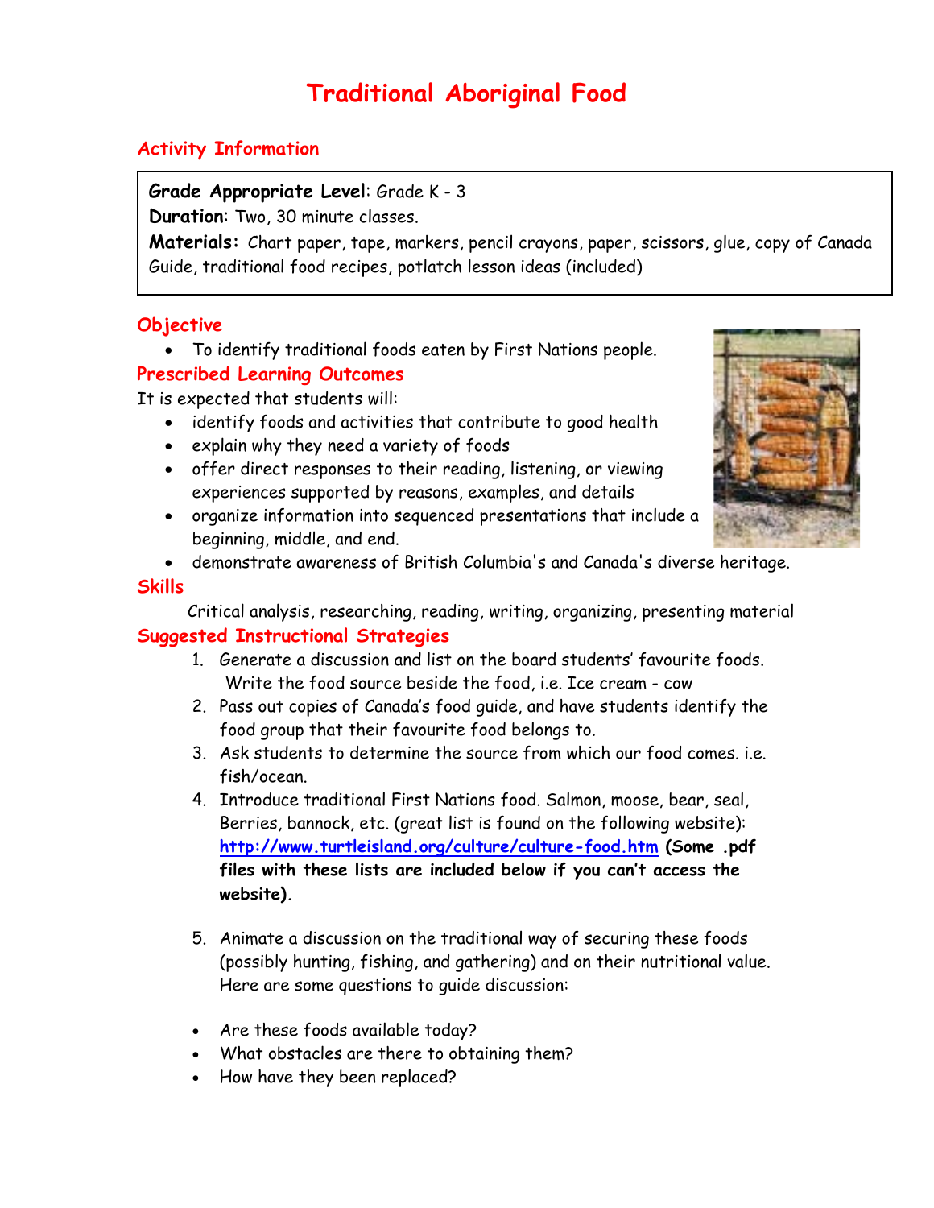# Traditional Aboriginal Food

## Activity Information

**Grade Appropriate Level**: Grade K - 3
**Duration**: Two, 30 minute classes.
**Materials:** Chart paper, tape, markers, pencil crayons, paper, scissors, glue, copy of Canada Guide, traditional food recipes, potlatch lesson ideas (included)

## Objective

- To identify traditional foods eaten by First Nations people.

## Prescribed Learning Outcomes

It is expected that students will:

- identify foods and activities that contribute to good health
- explain why they need a variety of foods
- offer direct responses to their reading, listening, or viewing experiences supported by reasons, examples, and details
- organize information into sequenced presentations that include a beginning, middle, and end.
- demonstrate awareness of British Columbia's and Canada's diverse heritage.

## Skills

Critical analysis, researching, reading, writing, organizing, presenting material

## Suggested Instructional Strategies

1. Generate a discussion and list on the board students' favourite foods. Write the food source beside the food, i.e. Ice cream - cow
2. Pass out copies of Canada's food guide, and have students identify the food group that their favourite food belongs to.
3. Ask students to determine the source from which our food comes. i.e. fish/ocean.
4. Introduce traditional First Nations food. Salmon, moose, bear, seal, Berries, bannock, etc. (great list is found on the following website): http://www.turtleisland.org/culture/culture-food.htm **(Some .pdf files with these lists are included below if you can't access the website).**
5. Animate a discussion on the traditional way of securing these foods (possibly hunting, fishing, and gathering) and on their nutritional value. Here are some questions to guide discussion:

- Are these foods available today?
- What obstacles are there to obtaining them?
- How have they been replaced?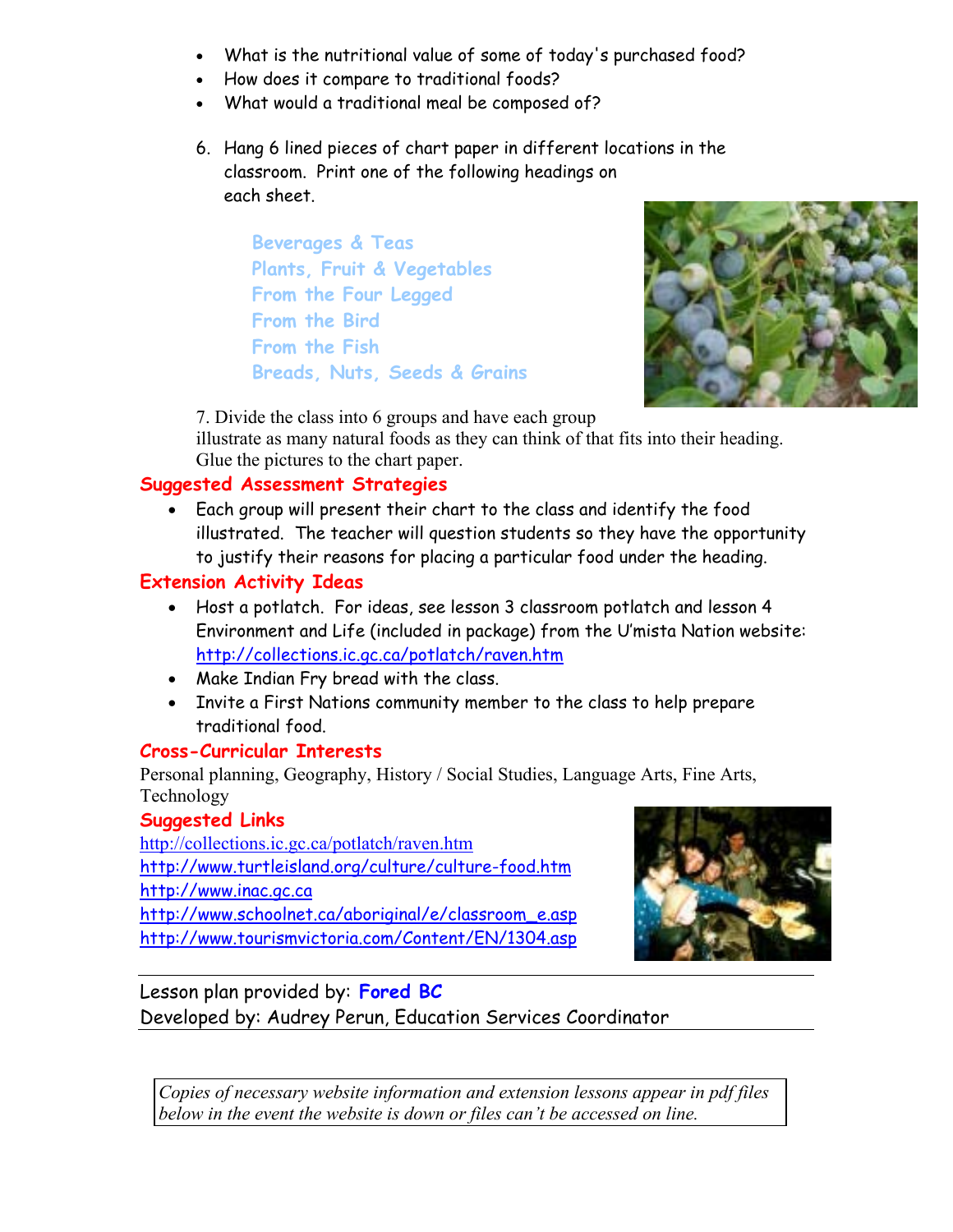- What is the nutritional value of some of today's purchased food?
- How does it compare to traditional foods?
- What would a traditional meal be composed of?

6. Hang 6 lined pieces of chart paper in different locations in the classroom. Print one of the following headings on each sheet.

   Beverages & Teas
   Plants, Fruit & Vegetables
   From the Four Legged
   From the Bird
   From the Fish
   Breads, Nuts, Seeds & Grains

7. Divide the class into 6 groups and have each group illustrate as many natural foods as they can think of that fits into their heading. Glue the pictures to the chart paper.

## Suggested Assessment Strategies

- Each group will present their chart to the class and identify the food illustrated. The teacher will question students so they have the opportunity to justify their reasons for placing a particular food under the heading.

## Extension Activity Ideas

- Host a potlatch. For ideas, see lesson 3 classroom potlatch and lesson 4 Environment and Life (included in package) from the U'mista Nation website: http://collections.ic.gc.ca/potlatch/raven.htm
- Make Indian Fry bread with the class.
- Invite a First Nations community member to the class to help prepare traditional food.

## Cross-Curricular Interests

Personal planning, Geography, History / Social Studies, Language Arts, Fine Arts, Technology

## Suggested Links

http://collections.ic.gc.ca/potlatch/raven.htm
http://www.turtleisland.org/culture/culture-food.htm
http://www.inac.gc.ca
http://www.schoolnet.ca/aboriginal/e/classroom_e.asp
http://www.tourismvictoria.com/Content/EN/1304.asp

Lesson plan provided by: **Fored BC**
Developed by: Audrey Perun, Education Services Coordinator

*Copies of necessary website information and extension lessons appear in pdf files below in the event the website is down or files can't be accessed on line.*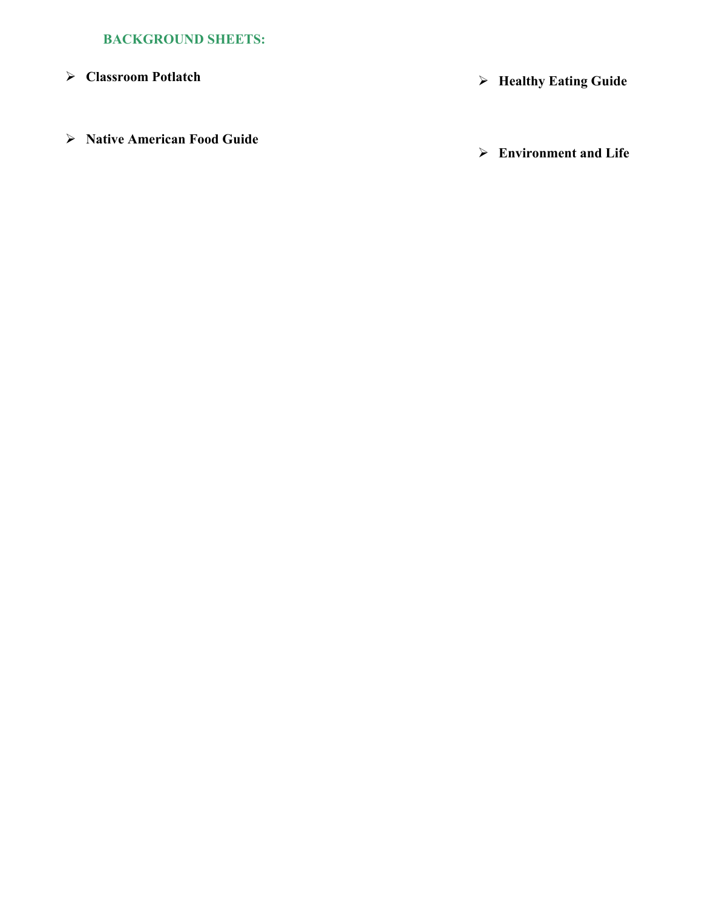## BACKGROUND SHEETS:

- **Classroom Potlatch**
- **Native American Food Guide**
- **Healthy Eating Guide**
- **Environment and Life**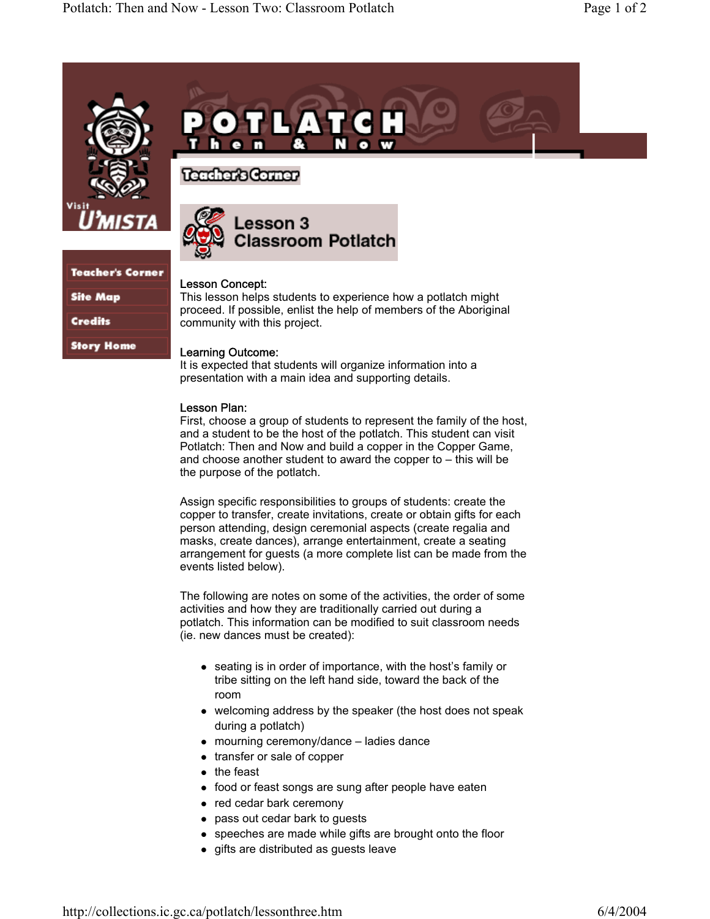# POTLATCH

## Then & Now

Teacher's Corner

Visit U'MISTA

- Teacher's Corner
- Site Map
- Credits
- Story Home

## Lesson 3 Classroom Potlatch

Lesson Concept:
This lesson helps students to experience how a potlatch might proceed. If possible, enlist the help of members of the Aboriginal community with this project.

Learning Outcome:
It is expected that students will organize information into a presentation with a main idea and supporting details.

Lesson Plan:
First, choose a group of students to represent the family of the host, and a student to be the host of the potlatch. This student can visit Potlatch: Then and Now and build a copper in the Copper Game, and choose another student to award the copper to – this will be the purpose of the potlatch.

Assign specific responsibilities to groups of students: create the copper to transfer, create invitations, create or obtain gifts for each person attending, design ceremonial aspects (create regalia and masks, create dances), arrange entertainment, create a seating arrangement for guests (a more complete list can be made from the events listed below).

The following are notes on some of the activities, the order of some activities and how they are traditionally carried out during a potlatch. This information can be modified to suit classroom needs (ie. new dances must be created):

- seating is in order of importance, with the host's family or tribe sitting on the left hand side, toward the back of the room
- welcoming address by the speaker (the host does not speak during a potlatch)
- mourning ceremony/dance – ladies dance
- transfer or sale of copper
- the feast
- food or feast songs are sung after people have eaten
- red cedar bark ceremony
- pass out cedar bark to guests
- speeches are made while gifts are brought onto the floor
- gifts are distributed as guests leave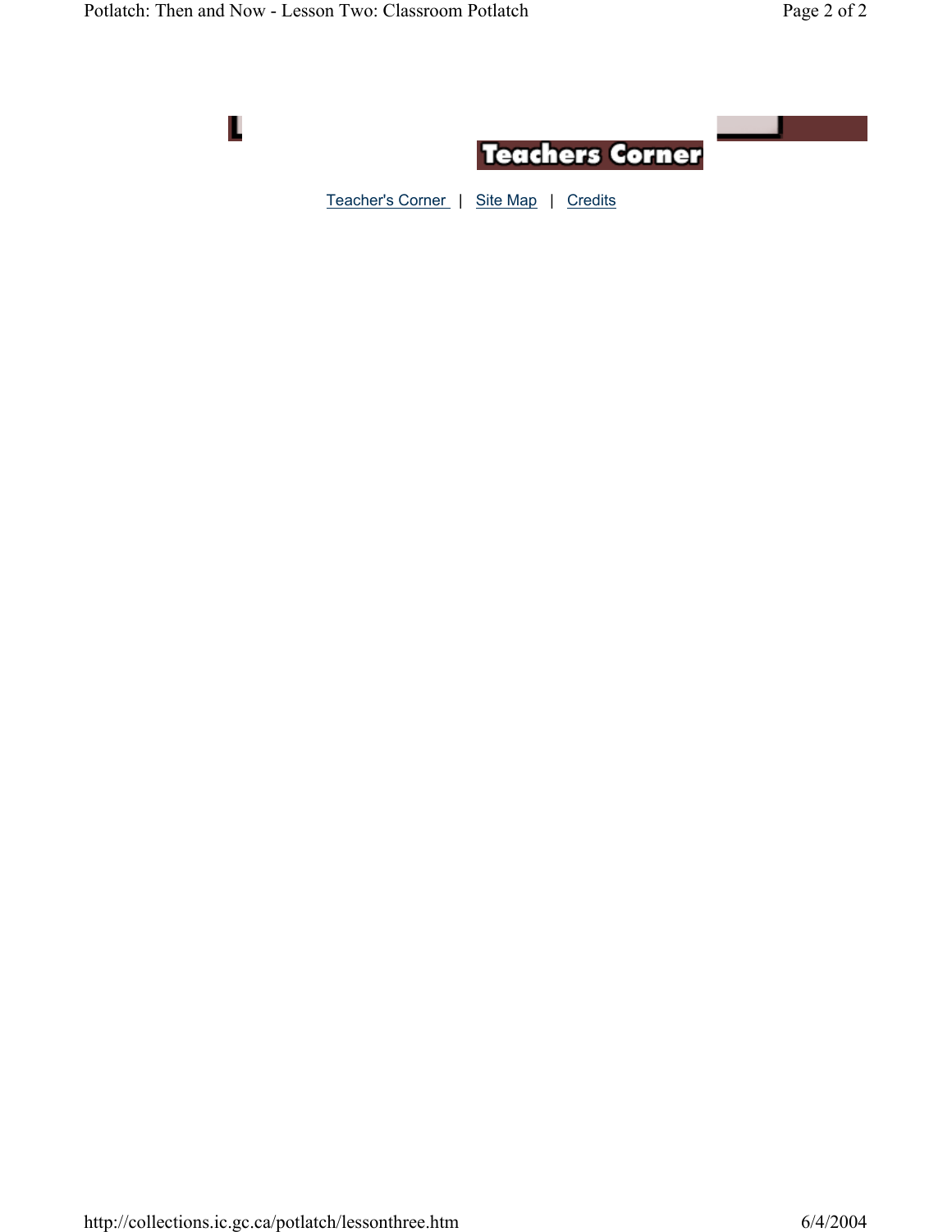Teachers Corner

Teacher's Corner | Site Map | Credits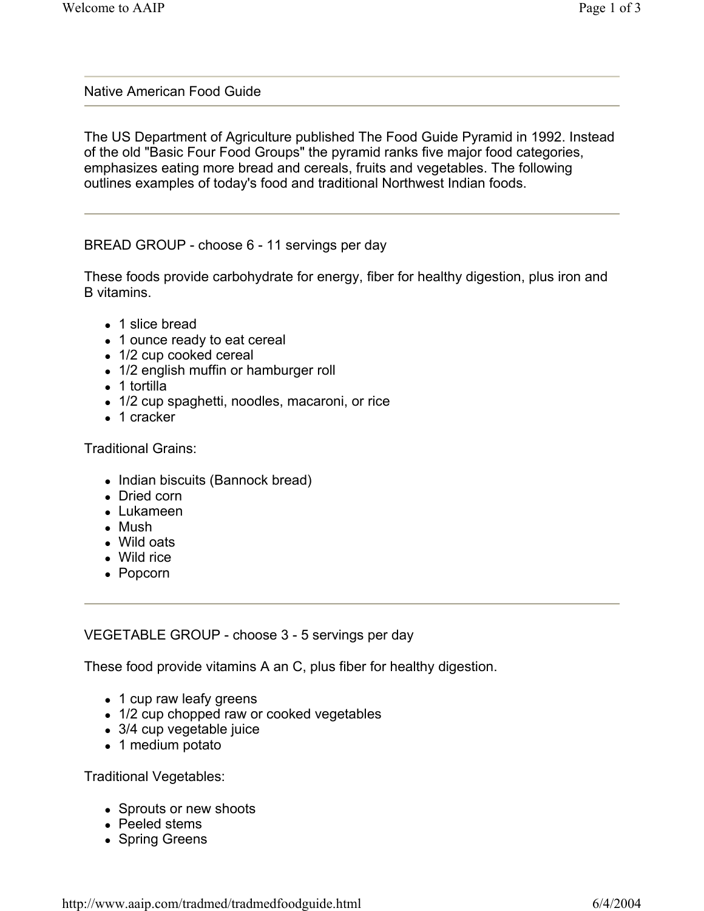## Native American Food Guide

The US Department of Agriculture published The Food Guide Pyramid in 1992. Instead of the old "Basic Four Food Groups" the pyramid ranks five major food categories, emphasizes eating more bread and cereals, fruits and vegetables. The following outlines examples of today's food and traditional Northwest Indian foods.

---

### BREAD GROUP - choose 6 - 11 servings per day

These foods provide carbohydrate for energy, fiber for healthy digestion, plus iron and B vitamins.

- 1 slice bread
- 1 ounce ready to eat cereal
- 1/2 cup cooked cereal
- 1/2 english muffin or hamburger roll
- 1 tortilla
- 1/2 cup spaghetti, noodles, macaroni, or rice
- 1 cracker

Traditional Grains:

- Indian biscuits (Bannock bread)
- Dried corn
- Lukameen
- Mush
- Wild oats
- Wild rice
- Popcorn

---

### VEGETABLE GROUP - choose 3 - 5 servings per day

These food provide vitamins A an C, plus fiber for healthy digestion.

- 1 cup raw leafy greens
- 1/2 cup chopped raw or cooked vegetables
- 3/4 cup vegetable juice
- 1 medium potato

Traditional Vegetables:

- Sprouts or new shoots
- Peeled stems
- Spring Greens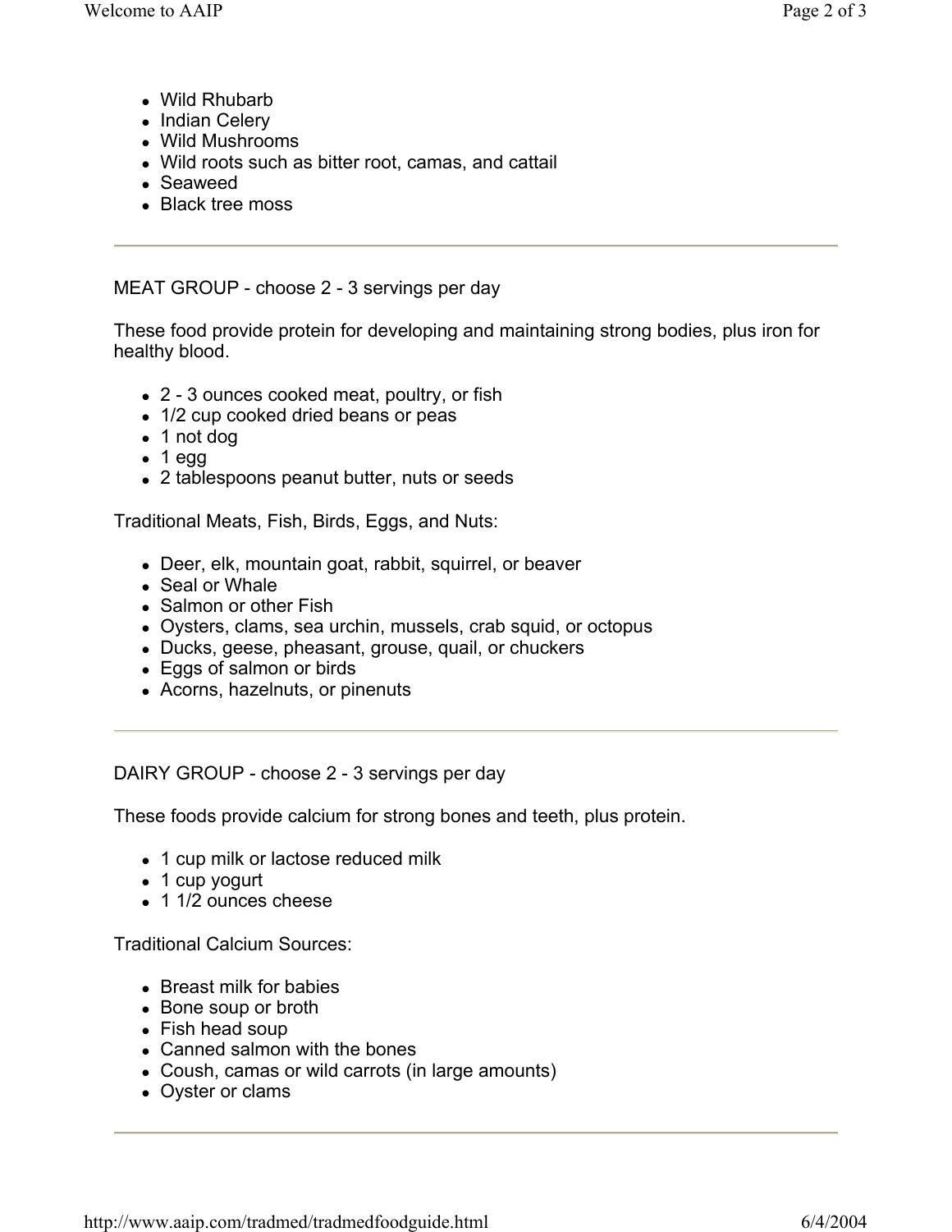- Wild Rhubarb
- Indian Celery
- Wild Mushrooms
- Wild roots such as bitter root, camas, and cattail
- Seaweed
- Black tree moss

---

MEAT GROUP - choose 2 - 3 servings per day

These food provide protein for developing and maintaining strong bodies, plus iron for healthy blood.

- 2 - 3 ounces cooked meat, poultry, or fish
- 1/2 cup cooked dried beans or peas
- 1 not dog
- 1 egg
- 2 tablespoons peanut butter, nuts or seeds

Traditional Meats, Fish, Birds, Eggs, and Nuts:

- Deer, elk, mountain goat, rabbit, squirrel, or beaver
- Seal or Whale
- Salmon or other Fish
- Oysters, clams, sea urchin, mussels, crab squid, or octopus
- Ducks, geese, pheasant, grouse, quail, or chuckers
- Eggs of salmon or birds
- Acorns, hazelnuts, or pinenuts

---

DAIRY GROUP - choose 2 - 3 servings per day

These foods provide calcium for strong bones and teeth, plus protein.

- 1 cup milk or lactose reduced milk
- 1 cup yogurt
- 1 1/2 ounces cheese

Traditional Calcium Sources:

- Breast milk for babies
- Bone soup or broth
- Fish head soup
- Canned salmon with the bones
- Coush, camas or wild carrots (in large amounts)
- Oyster or clams

---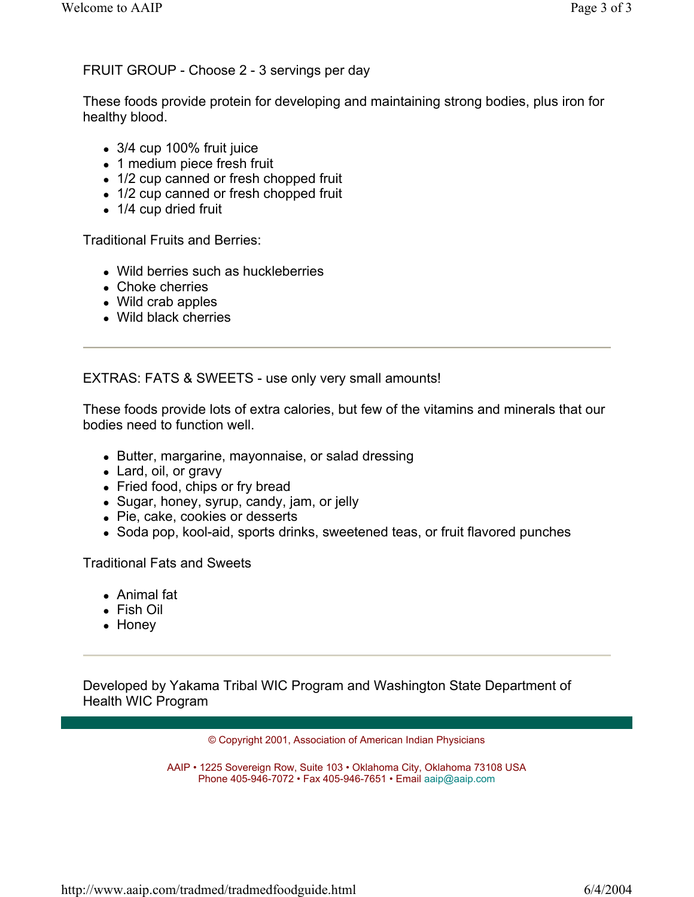FRUIT GROUP - Choose 2 - 3 servings per day

These foods provide protein for developing and maintaining strong bodies, plus iron for healthy blood.

- 3/4 cup 100% fruit juice
- 1 medium piece fresh fruit
- 1/2 cup canned or fresh chopped fruit
- 1/2 cup canned or fresh chopped fruit
- 1/4 cup dried fruit

Traditional Fruits and Berries:

- Wild berries such as huckleberries
- Choke cherries
- Wild crab apples
- Wild black cherries

---

EXTRAS: FATS & SWEETS - use only very small amounts!

These foods provide lots of extra calories, but few of the vitamins and minerals that our bodies need to function well.

- Butter, margarine, mayonnaise, or salad dressing
- Lard, oil, or gravy
- Fried food, chips or fry bread
- Sugar, honey, syrup, candy, jam, or jelly
- Pie, cake, cookies or desserts
- Soda pop, kool-aid, sports drinks, sweetened teas, or fruit flavored punches

Traditional Fats and Sweets

- Animal fat
- Fish Oil
- Honey

---

Developed by Yakama Tribal WIC Program and Washington State Department of Health WIC Program

© Copyright 2001, Association of American Indian Physicians

AAIP • 1225 Sovereign Row, Suite 103 • Oklahoma City, Oklahoma 73108 USA
Phone 405-946-7072 • Fax 405-946-7651 • Email aaip@aaip.com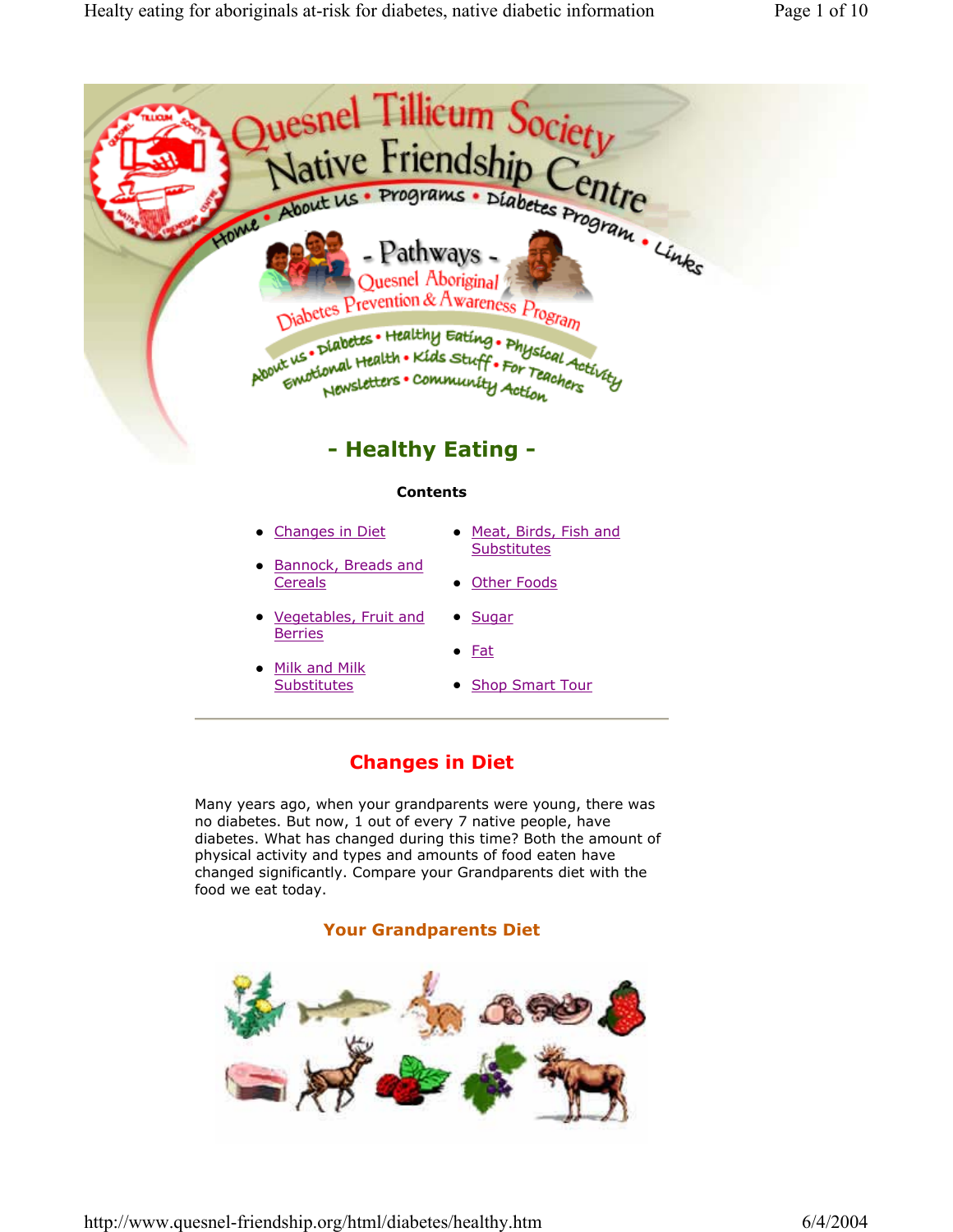# - Healthy Eating -

**Contents**

- Changes in Diet
- Bannock, Breads and Cereals
- Vegetables, Fruit and Berries
- Milk and Milk Substitutes
- Meat, Birds, Fish and Substitutes
- Other Foods
- Sugar
- Fat
- Shop Smart Tour

---

## Changes in Diet

Many years ago, when your grandparents were young, there was no diabetes. But now, 1 out of every 7 native people, have diabetes. What has changed during this time? Both the amount of physical activity and types and amounts of food eaten have changed significantly. Compare your Grandparents diet with the food we eat today.

### Your Grandparents Diet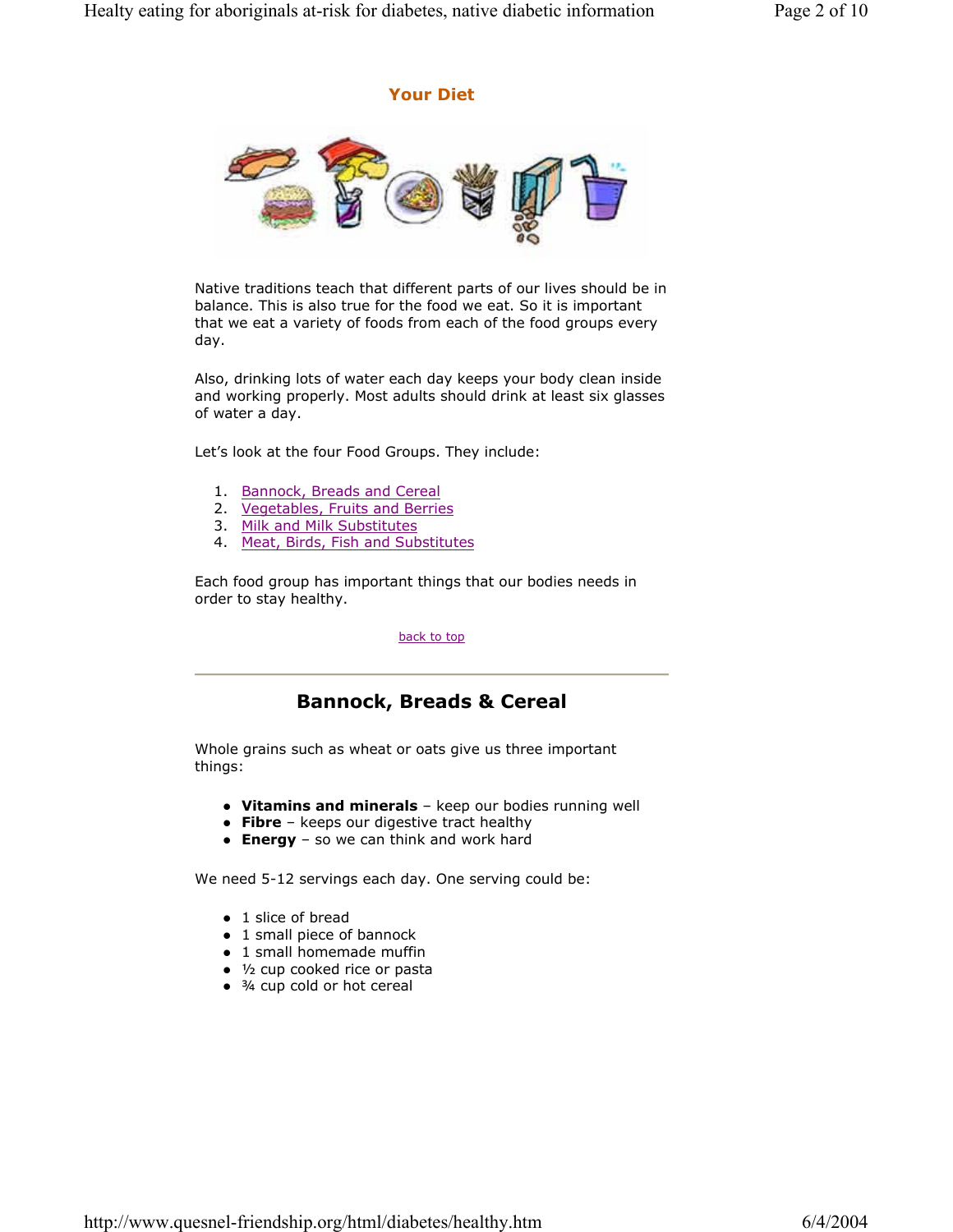## Your Diet

Native traditions teach that different parts of our lives should be in balance. This is also true for the food we eat. So it is important that we eat a variety of foods from each of the food groups every day.

Also, drinking lots of water each day keeps your body clean inside and working properly. Most adults should drink at least six glasses of water a day.

Let's look at the four Food Groups. They include:

1. Bannock, Breads and Cereal
2. Vegetables, Fruits and Berries
3. Milk and Milk Substitutes
4. Meat, Birds, Fish and Substitutes

Each food group has important things that our bodies needs in order to stay healthy.

back to top

---

## Bannock, Breads & Cereal

Whole grains such as wheat or oats give us three important things:

- **Vitamins and minerals** – keep our bodies running well
- **Fibre** – keeps our digestive tract healthy
- **Energy** – so we can think and work hard

We need 5-12 servings each day. One serving could be:

- 1 slice of bread
- 1 small piece of bannock
- 1 small homemade muffin
- ½ cup cooked rice or pasta
- ¾ cup cold or hot cereal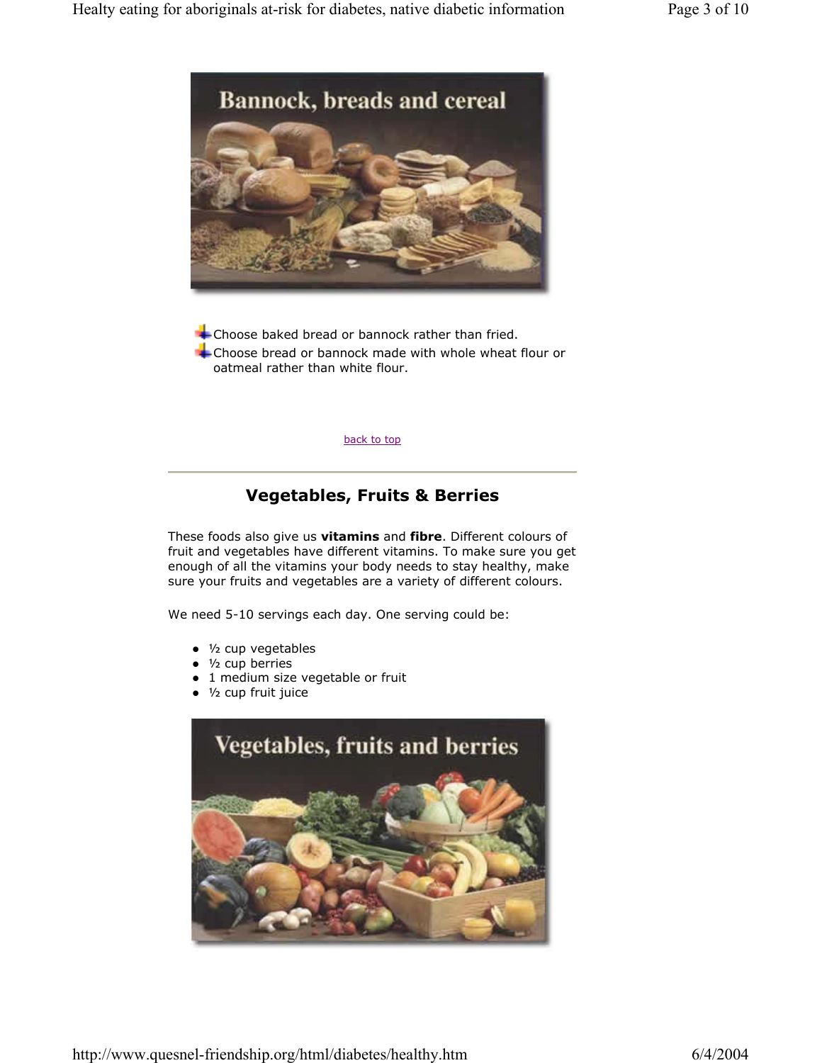Bannock, breads and cereal

- Choose baked bread or bannock rather than fried.
- Choose bread or bannock made with whole wheat flour or oatmeal rather than white flour.

back to top

---

## Vegetables, Fruits & Berries

These foods also give us **vitamins** and **fibre**. Different colours of fruit and vegetables have different vitamins. To make sure you get enough of all the vitamins your body needs to stay healthy, make sure your fruits and vegetables are a variety of different colours.

We need 5-10 servings each day. One serving could be:

- ½ cup vegetables
- ½ cup berries
- 1 medium size vegetable or fruit
- ½ cup fruit juice

Vegetables, fruits and berries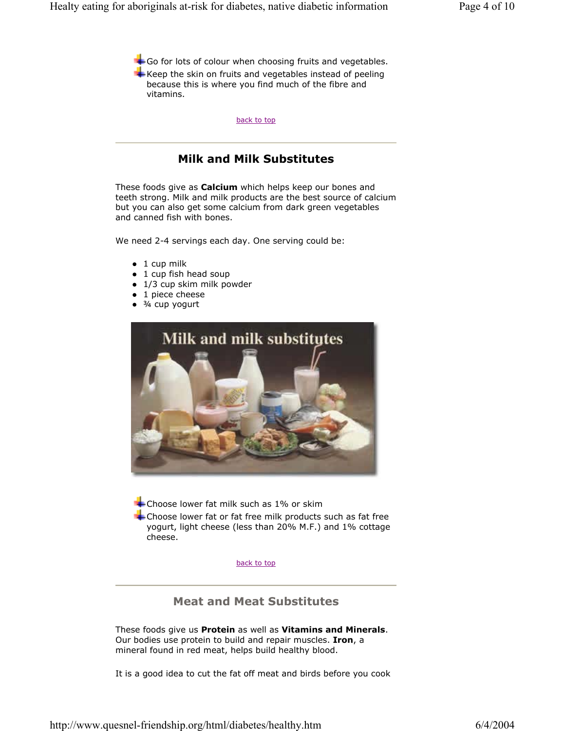- Go for lots of colour when choosing fruits and vegetables.
- Keep the skin on fruits and vegetables instead of peeling because this is where you find much of the fibre and vitamins.

back to top

## Milk and Milk Substitutes

These foods give as **Calcium** which helps keep our bones and teeth strong. Milk and milk products are the best source of calcium but you can also get some calcium from dark green vegetables and canned fish with bones.

We need 2-4 servings each day. One serving could be:

- 1 cup milk
- 1 cup fish head soup
- 1/3 cup skim milk powder
- 1 piece cheese
- ¾ cup yogurt

- Choose lower fat milk such as 1% or skim
- Choose lower fat or fat free milk products such as fat free yogurt, light cheese (less than 20% M.F.) and 1% cottage cheese.

back to top

## Meat and Meat Substitutes

These foods give us **Protein** as well as **Vitamins and Minerals**. Our bodies use protein to build and repair muscles. **Iron**, a mineral found in red meat, helps build healthy blood.

It is a good idea to cut the fat off meat and birds before you cook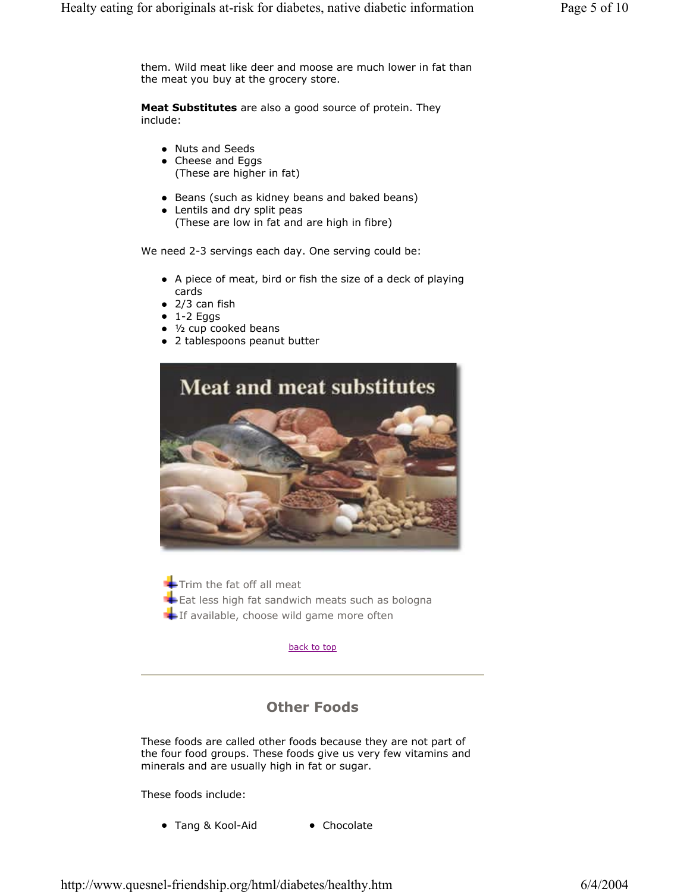them. Wild meat like deer and moose are much lower in fat than the meat you buy at the grocery store.

**Meat Substitutes** are also a good source of protein. They include:

- Nuts and Seeds
- Cheese and Eggs
  (These are higher in fat)

- Beans (such as kidney beans and baked beans)
- Lentils and dry split peas
  (These are low in fat and are high in fibre)

We need 2-3 servings each day. One serving could be:

- A piece of meat, bird or fish the size of a deck of playing cards
- 2/3 can fish
- 1-2 Eggs
- ½ cup cooked beans
- 2 tablespoons peanut butter

- Trim the fat off all meat
- Eat less high fat sandwich meats such as bologna
- If available, choose wild game more often

back to top

## Other Foods

These foods are called other foods because they are not part of the four food groups. These foods give us very few vitamins and minerals and are usually high in fat or sugar.

These foods include:

- Tang & Kool-Aid
- Chocolate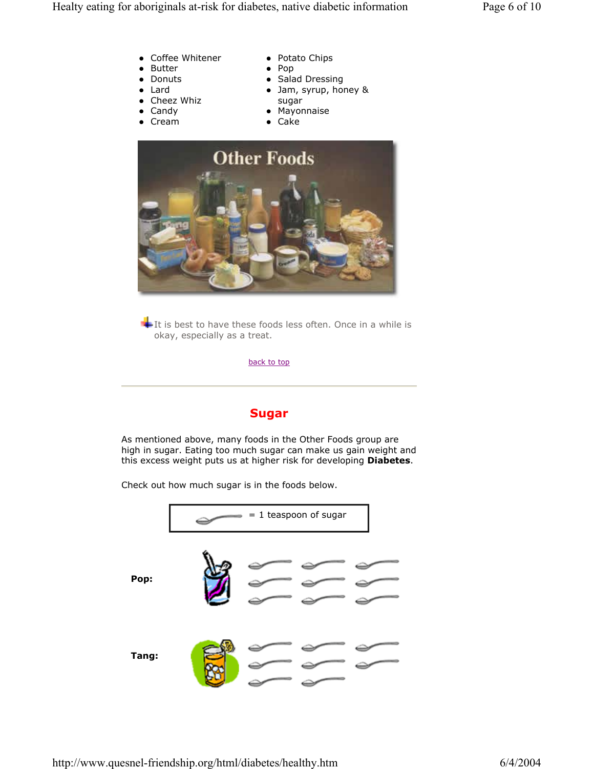- Coffee Whitener
- Butter
- Donuts
- Lard
- Cheez Whiz
- Candy
- Cream
- Potato Chips
- Pop
- Salad Dressing
- Jam, syrup, honey & sugar
- Mayonnaise
- Cake

It is best to have these foods less often. Once in a while is okay, especially as a treat.

back to top

---

## Sugar

As mentioned above, many foods in the Other Foods group are high in sugar. Eating too much sugar can make us gain weight and this excess weight puts us at higher risk for developing **Diabetes**.

Check out how much sugar is in the foods below.

= 1 teaspoon of sugar

**Pop:**

**Tang:**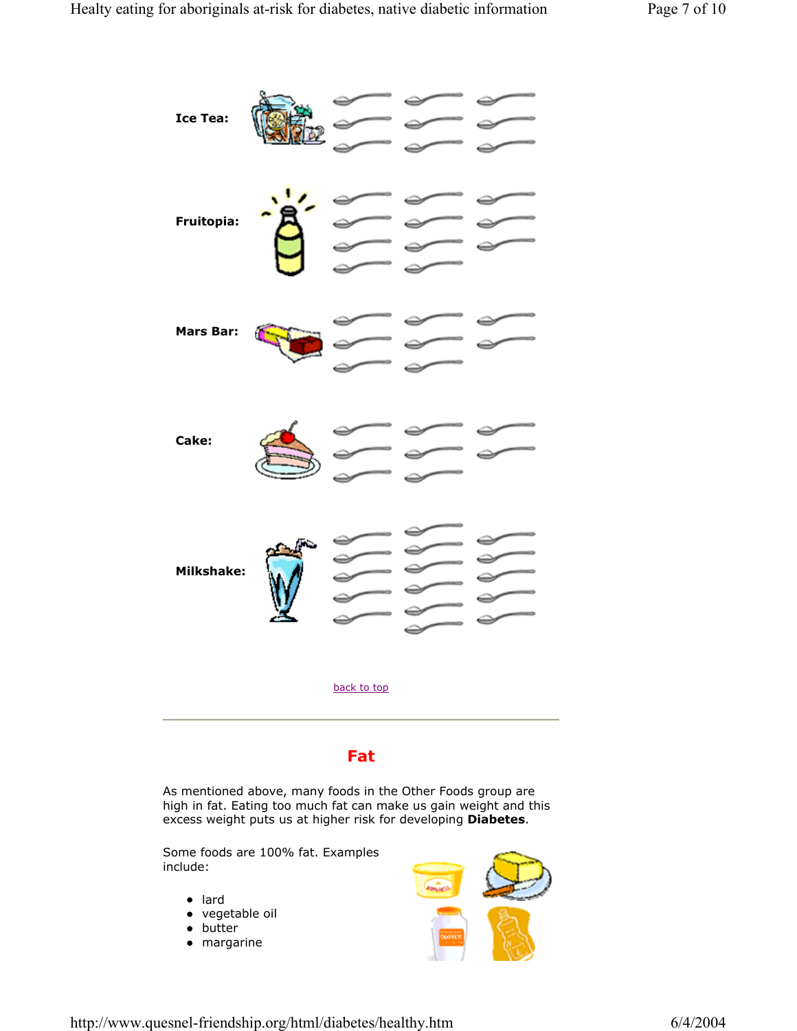**Ice Tea:**

**Fruitopia:**

**Mars Bar:**

**Cake:**

**Milkshake:**

back to top

## Fat

As mentioned above, many foods in the Other Foods group are high in fat. Eating too much fat can make us gain weight and this excess weight puts us at higher risk for developing **Diabetes**.

Some foods are 100% fat. Examples include:

- lard
- vegetable oil
- butter
- margarine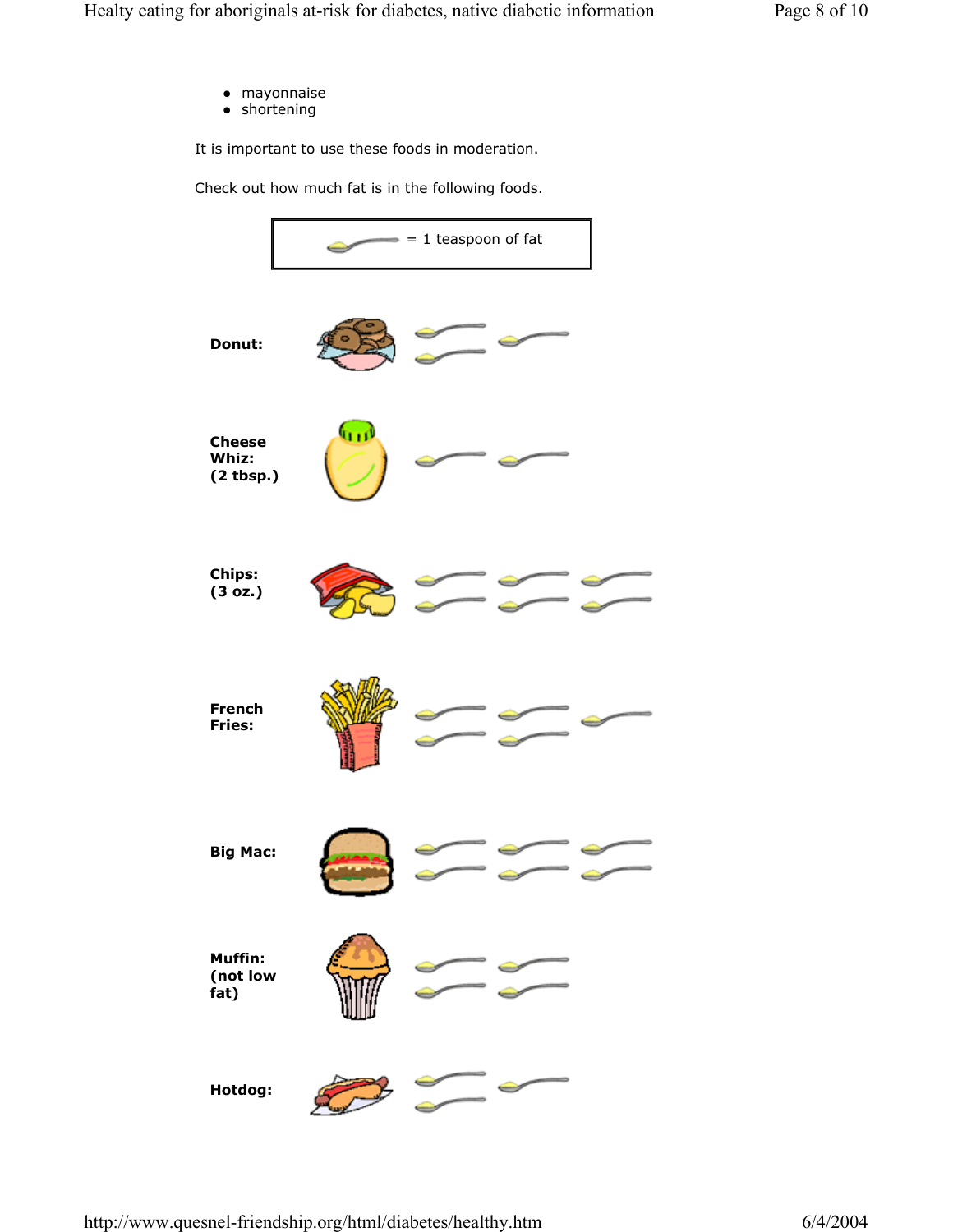- mayonnaise
- shortening

It is important to use these foods in moderation.

Check out how much fat is in the following foods.

= 1 teaspoon of fat

**Donut:**

**Cheese Whiz: (2 tbsp.)**

**Chips: (3 oz.)**

**French Fries:**

**Big Mac:**

**Muffin: (not low fat)**

**Hotdog:**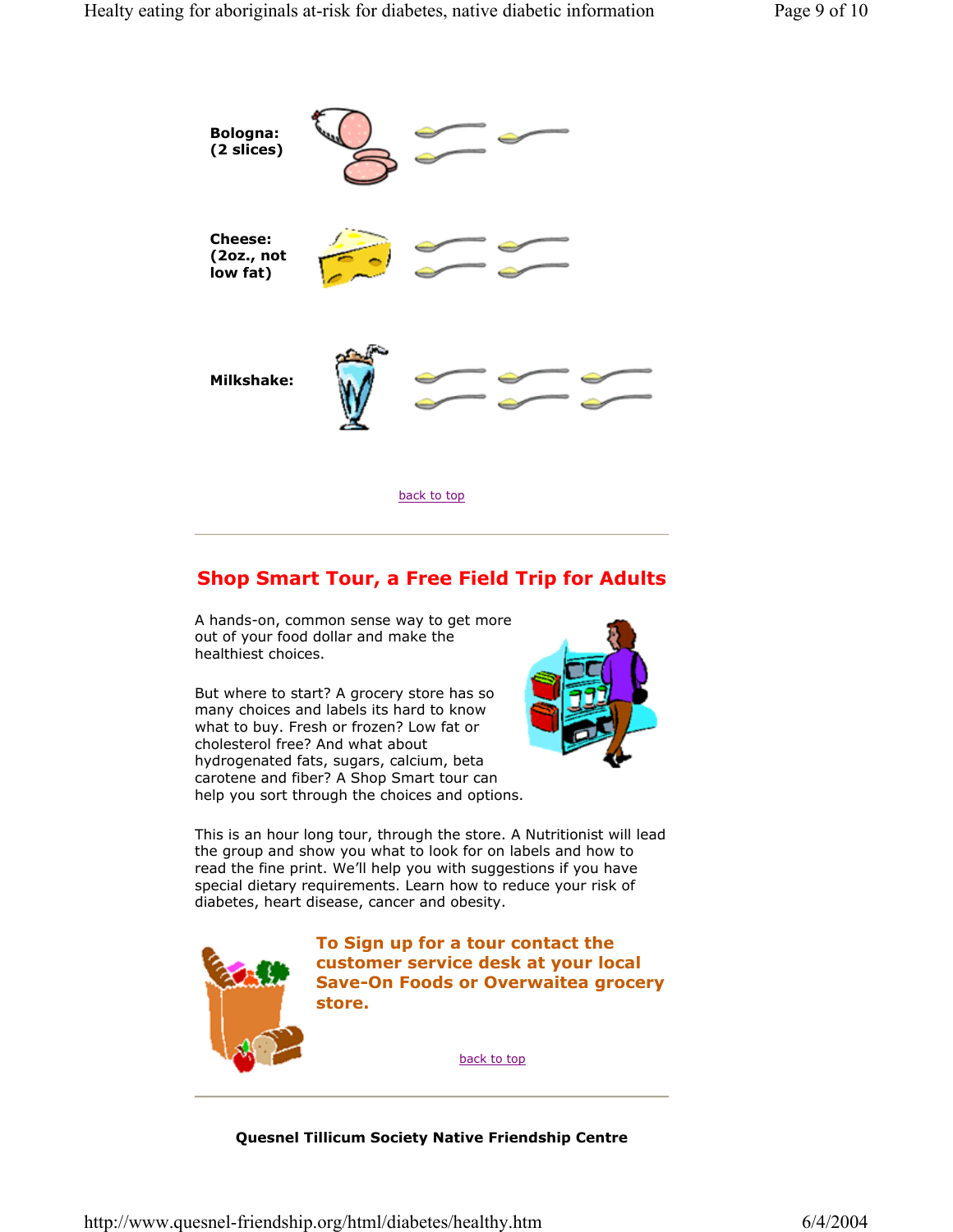**Bologna: (2 slices)**

**Cheese: (2oz., not low fat)**

**Milkshake:**

back to top

---

## Shop Smart Tour, a Free Field Trip for Adults

A hands-on, common sense way to get more out of your food dollar and make the healthiest choices.

But where to start? A grocery store has so many choices and labels its hard to know what to buy. Fresh or frozen? Low fat or cholesterol free? And what about hydrogenated fats, sugars, calcium, beta carotene and fiber? A Shop Smart tour can help you sort through the choices and options.

This is an hour long tour, through the store. A Nutritionist will lead the group and show you what to look for on labels and how to read the fine print. We'll help you with suggestions if you have special dietary requirements. Learn how to reduce your risk of diabetes, heart disease, cancer and obesity.

**To Sign up for a tour contact the customer service desk at your local Save-On Foods or Overwaitea grocery store.**

back to top

---

**Quesnel Tillicum Society Native Friendship Centre**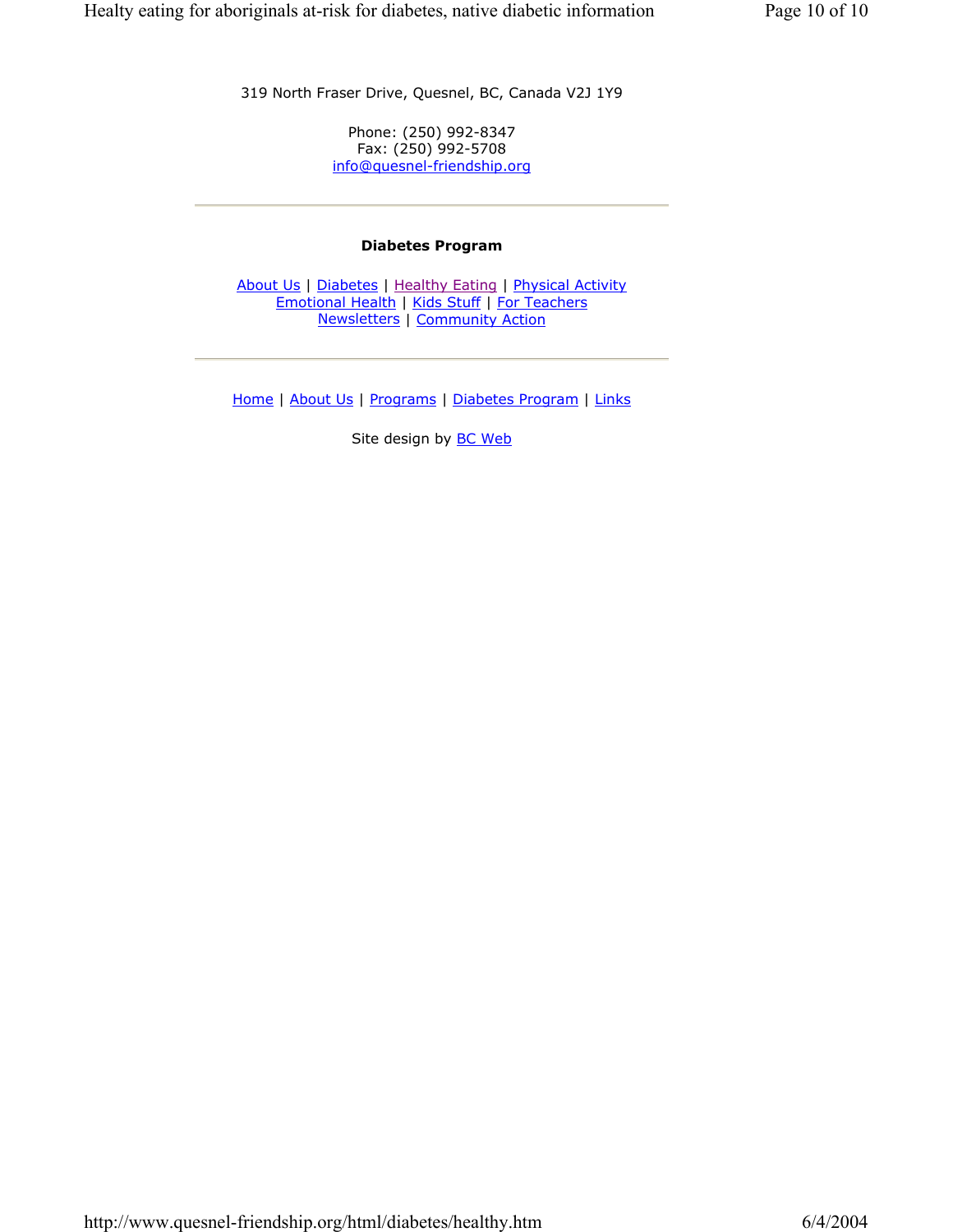319 North Fraser Drive, Quesnel, BC, Canada V2J 1Y9

Phone: (250) 992-8347
Fax: (250) 992-5708
info@quesnel-friendship.org

---

**Diabetes Program**

About Us | Diabetes | Healthy Eating | Physical Activity
Emotional Health | Kids Stuff | For Teachers
Newsletters | Community Action

---

Home | About Us | Programs | Diabetes Program | Links

Site design by BC Web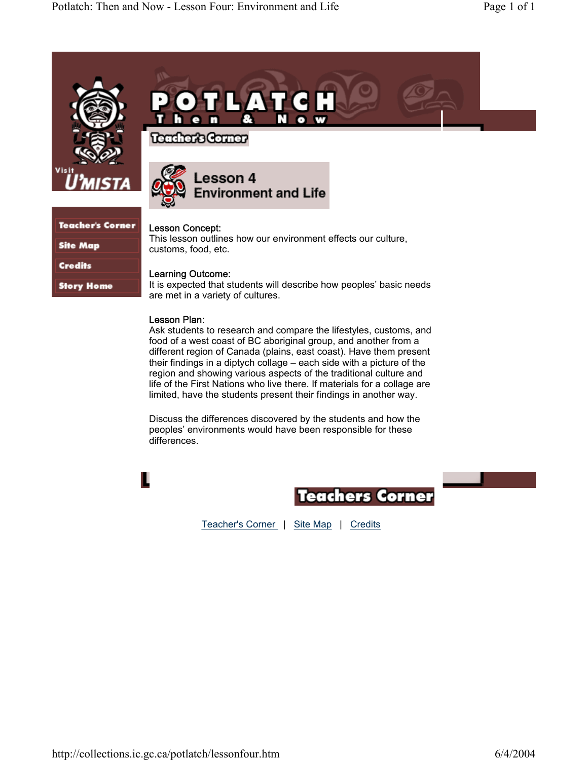# POTLATCH

Then & Now

Teacher's Corner

Visit U'MISTA

- Teacher's Corner
- Site Map
- Credits
- Story Home

## Lesson 4 Environment and Life

Lesson Concept:
This lesson outlines how our environment effects our culture, customs, food, etc.

Learning Outcome:
It is expected that students will describe how peoples' basic needs are met in a variety of cultures.

Lesson Plan:
Ask students to research and compare the lifestyles, customs, and food of a west coast of BC aboriginal group, and another from a different region of Canada (plains, east coast). Have them present their findings in a diptych collage – each side with a picture of the region and showing various aspects of the traditional culture and life of the First Nations who live there. If materials for a collage are limited, have the students present their findings in another way.

Discuss the differences discovered by the students and how the peoples' environments would have been responsible for these differences.

Teachers Corner

Teacher's Corner | Site Map | Credits